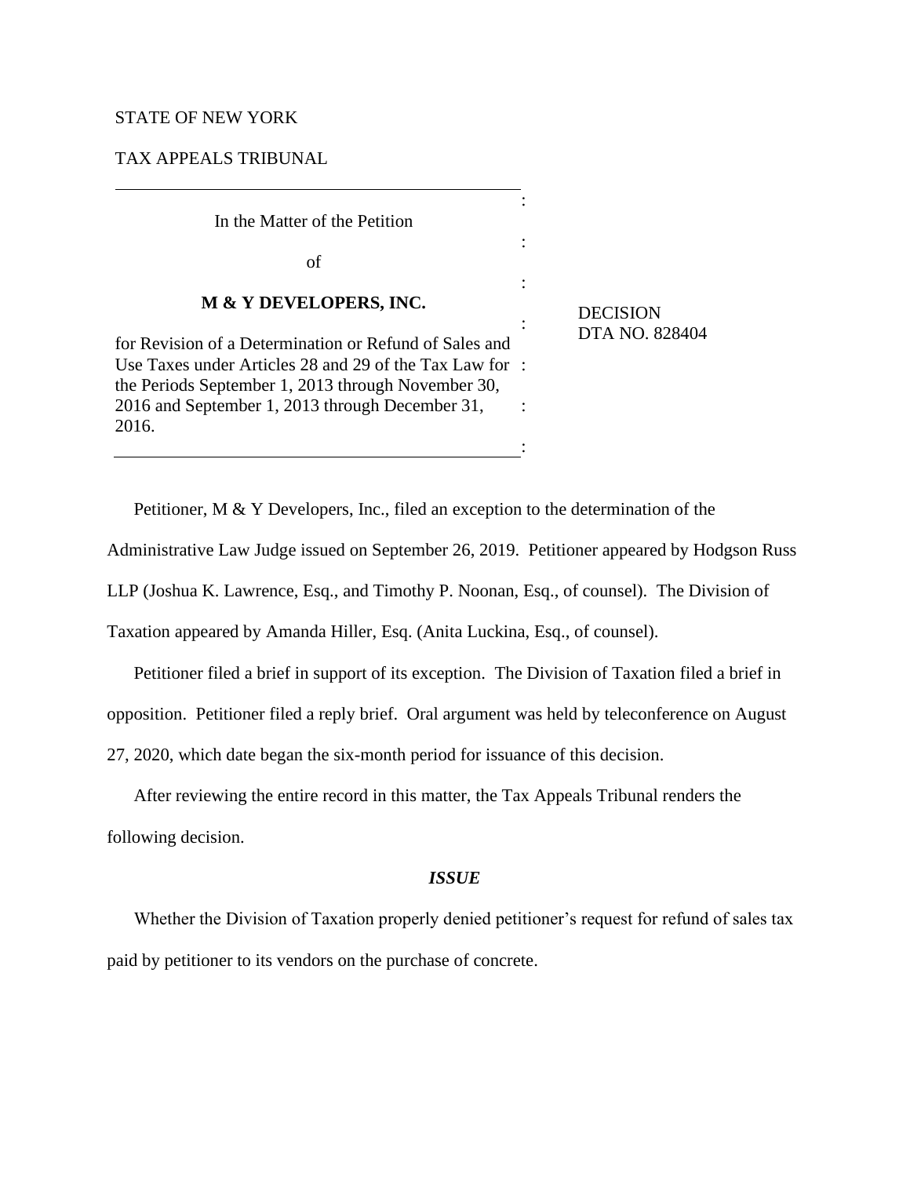STATE OF NEW YORK

TAX APPEALS TRIBUNAL

In the Matter of the Petition

of

**M & Y DEVELOPERS, INC.**

for Revision of a Determination or Refund of Sales and Use Taxes under Articles 28 and 29 of the Tax Law for the Periods September 1, 2013 through November 30, 2016 and September 1, 2013 through December 31, 2016.

DECISION
DTA NO. 828404

Petitioner, M & Y Developers, Inc., filed an exception to the determination of the Administrative Law Judge issued on September 26, 2019. Petitioner appeared by Hodgson Russ LLP (Joshua K. Lawrence, Esq., and Timothy P. Noonan, Esq., of counsel). The Division of Taxation appeared by Amanda Hiller, Esq. (Anita Luckina, Esq., of counsel).

Petitioner filed a brief in support of its exception. The Division of Taxation filed a brief in opposition. Petitioner filed a reply brief. Oral argument was held by teleconference on August 27, 2020, which date began the six-month period for issuance of this decision.

After reviewing the entire record in this matter, the Tax Appeals Tribunal renders the following decision.

### *ISSUE*

Whether the Division of Taxation properly denied petitioner's request for refund of sales tax paid by petitioner to its vendors on the purchase of concrete.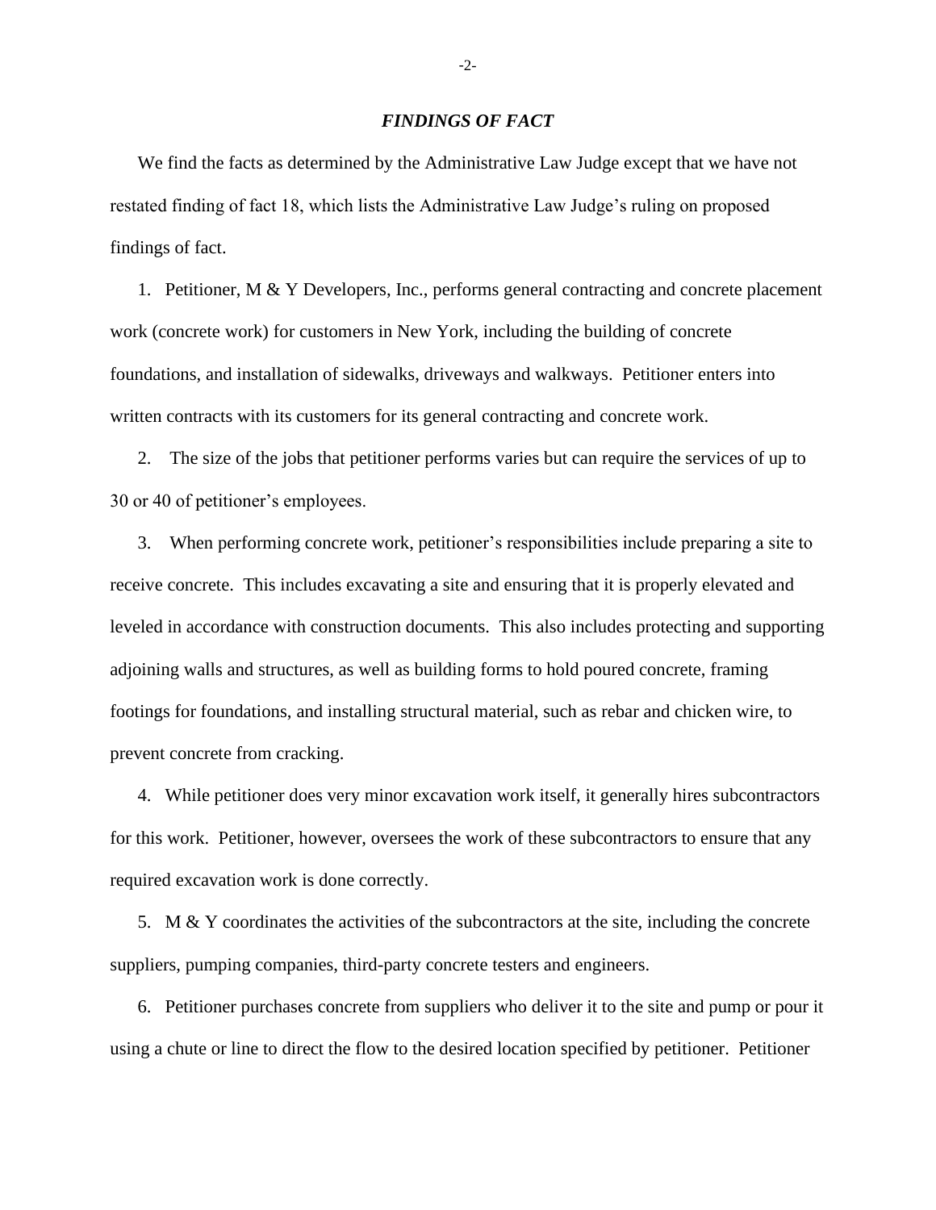## *FINDINGS OF FACT*

We find the facts as determined by the Administrative Law Judge except that we have not restated finding of fact 18, which lists the Administrative Law Judge's ruling on proposed findings of fact.

1. Petitioner, M & Y Developers, Inc., performs general contracting and concrete placement work (concrete work) for customers in New York, including the building of concrete foundations, and installation of sidewalks, driveways and walkways. Petitioner enters into written contracts with its customers for its general contracting and concrete work.

2. The size of the jobs that petitioner performs varies but can require the services of up to 30 or 40 of petitioner's employees.

3. When performing concrete work, petitioner's responsibilities include preparing a site to receive concrete. This includes excavating a site and ensuring that it is properly elevated and leveled in accordance with construction documents. This also includes protecting and supporting adjoining walls and structures, as well as building forms to hold poured concrete, framing footings for foundations, and installing structural material, such as rebar and chicken wire, to prevent concrete from cracking.

4. While petitioner does very minor excavation work itself, it generally hires subcontractors for this work. Petitioner, however, oversees the work of these subcontractors to ensure that any required excavation work is done correctly.

5. M & Y coordinates the activities of the subcontractors at the site, including the concrete suppliers, pumping companies, third-party concrete testers and engineers.

6. Petitioner purchases concrete from suppliers who deliver it to the site and pump or pour it using a chute or line to direct the flow to the desired location specified by petitioner. Petitioner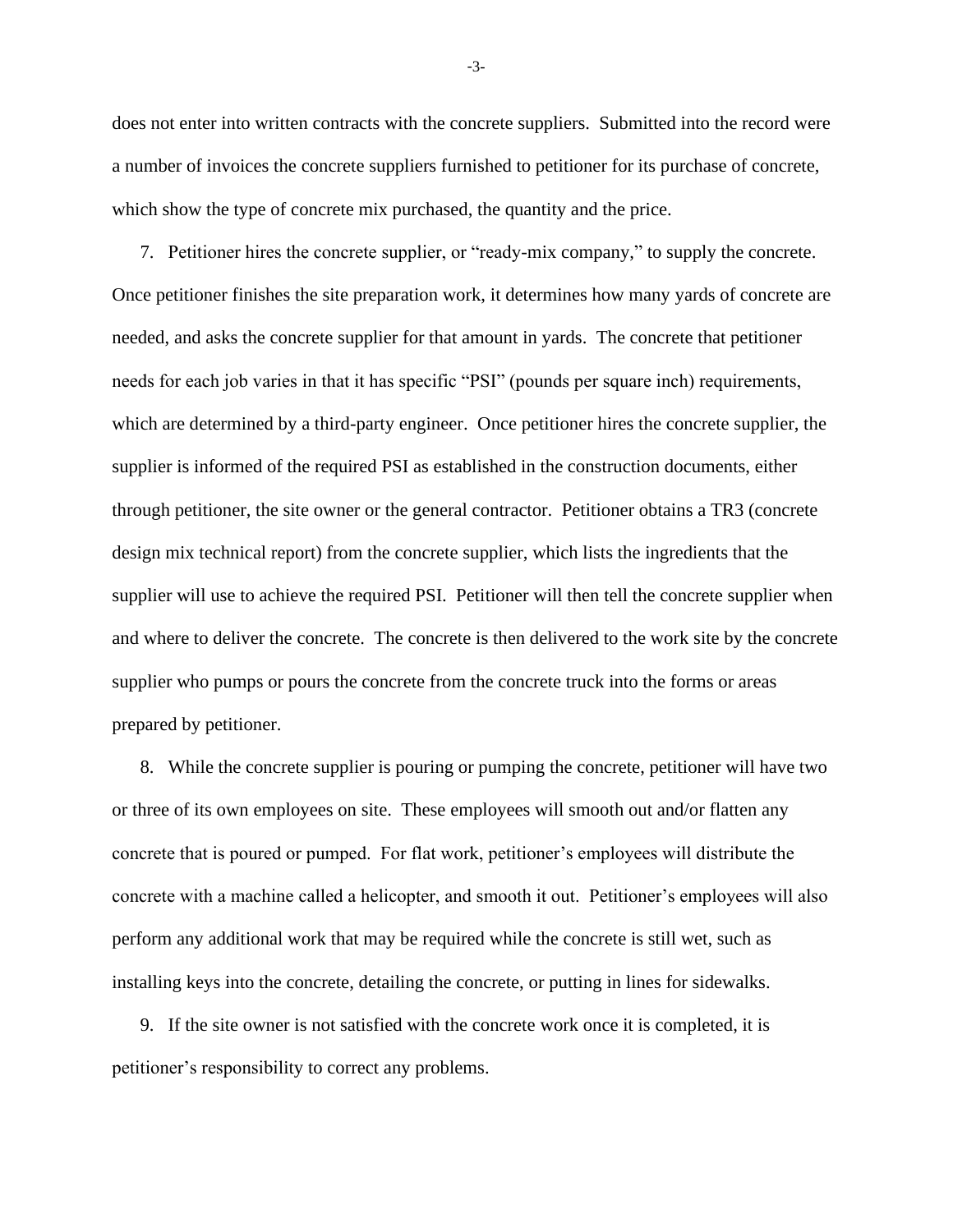does not enter into written contracts with the concrete suppliers. Submitted into the record were a number of invoices the concrete suppliers furnished to petitioner for its purchase of concrete, which show the type of concrete mix purchased, the quantity and the price.

7. Petitioner hires the concrete supplier, or "ready-mix company," to supply the concrete. Once petitioner finishes the site preparation work, it determines how many yards of concrete are needed, and asks the concrete supplier for that amount in yards. The concrete that petitioner needs for each job varies in that it has specific "PSI" (pounds per square inch) requirements, which are determined by a third-party engineer. Once petitioner hires the concrete supplier, the supplier is informed of the required PSI as established in the construction documents, either through petitioner, the site owner or the general contractor. Petitioner obtains a TR3 (concrete design mix technical report) from the concrete supplier, which lists the ingredients that the supplier will use to achieve the required PSI. Petitioner will then tell the concrete supplier when and where to deliver the concrete. The concrete is then delivered to the work site by the concrete supplier who pumps or pours the concrete from the concrete truck into the forms or areas prepared by petitioner.

8. While the concrete supplier is pouring or pumping the concrete, petitioner will have two or three of its own employees on site. These employees will smooth out and/or flatten any concrete that is poured or pumped. For flat work, petitioner's employees will distribute the concrete with a machine called a helicopter, and smooth it out. Petitioner's employees will also perform any additional work that may be required while the concrete is still wet, such as installing keys into the concrete, detailing the concrete, or putting in lines for sidewalks.

9. If the site owner is not satisfied with the concrete work once it is completed, it is petitioner's responsibility to correct any problems.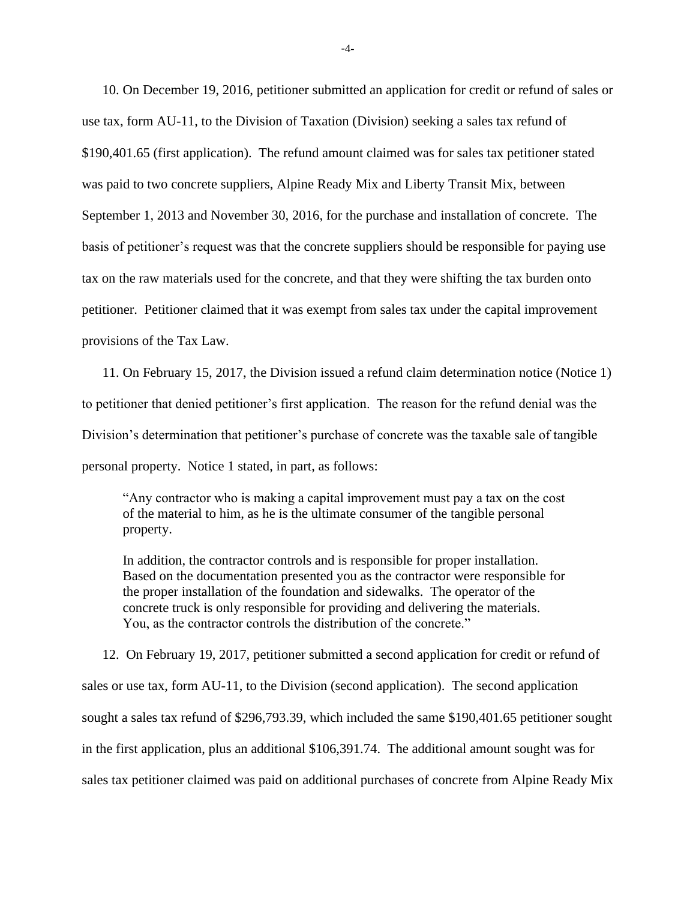10. On December 19, 2016, petitioner submitted an application for credit or refund of sales or use tax, form AU-11, to the Division of Taxation (Division) seeking a sales tax refund of $190,401.65 (first application). The refund amount claimed was for sales tax petitioner stated was paid to two concrete suppliers, Alpine Ready Mix and Liberty Transit Mix, between September 1, 2013 and November 30, 2016, for the purchase and installation of concrete. The basis of petitioner's request was that the concrete suppliers should be responsible for paying use tax on the raw materials used for the concrete, and that they were shifting the tax burden onto petitioner. Petitioner claimed that it was exempt from sales tax under the capital improvement provisions of the Tax Law.

11. On February 15, 2017, the Division issued a refund claim determination notice (Notice 1) to petitioner that denied petitioner's first application. The reason for the refund denial was the Division's determination that petitioner's purchase of concrete was the taxable sale of tangible personal property. Notice 1 stated, in part, as follows:

> "Any contractor who is making a capital improvement must pay a tax on the cost of the material to him, as he is the ultimate consumer of the tangible personal property.
>
> In addition, the contractor controls and is responsible for proper installation. Based on the documentation presented you as the contractor were responsible for the proper installation of the foundation and sidewalks. The operator of the concrete truck is only responsible for providing and delivering the materials. You, as the contractor controls the distribution of the concrete."

12. On February 19, 2017, petitioner submitted a second application for credit or refund of sales or use tax, form AU-11, to the Division (second application). The second application sought a sales tax refund of $296,793.39, which included the same $190,401.65 petitioner sought in the first application, plus an additional $106,391.74. The additional amount sought was for sales tax petitioner claimed was paid on additional purchases of concrete from Alpine Ready Mix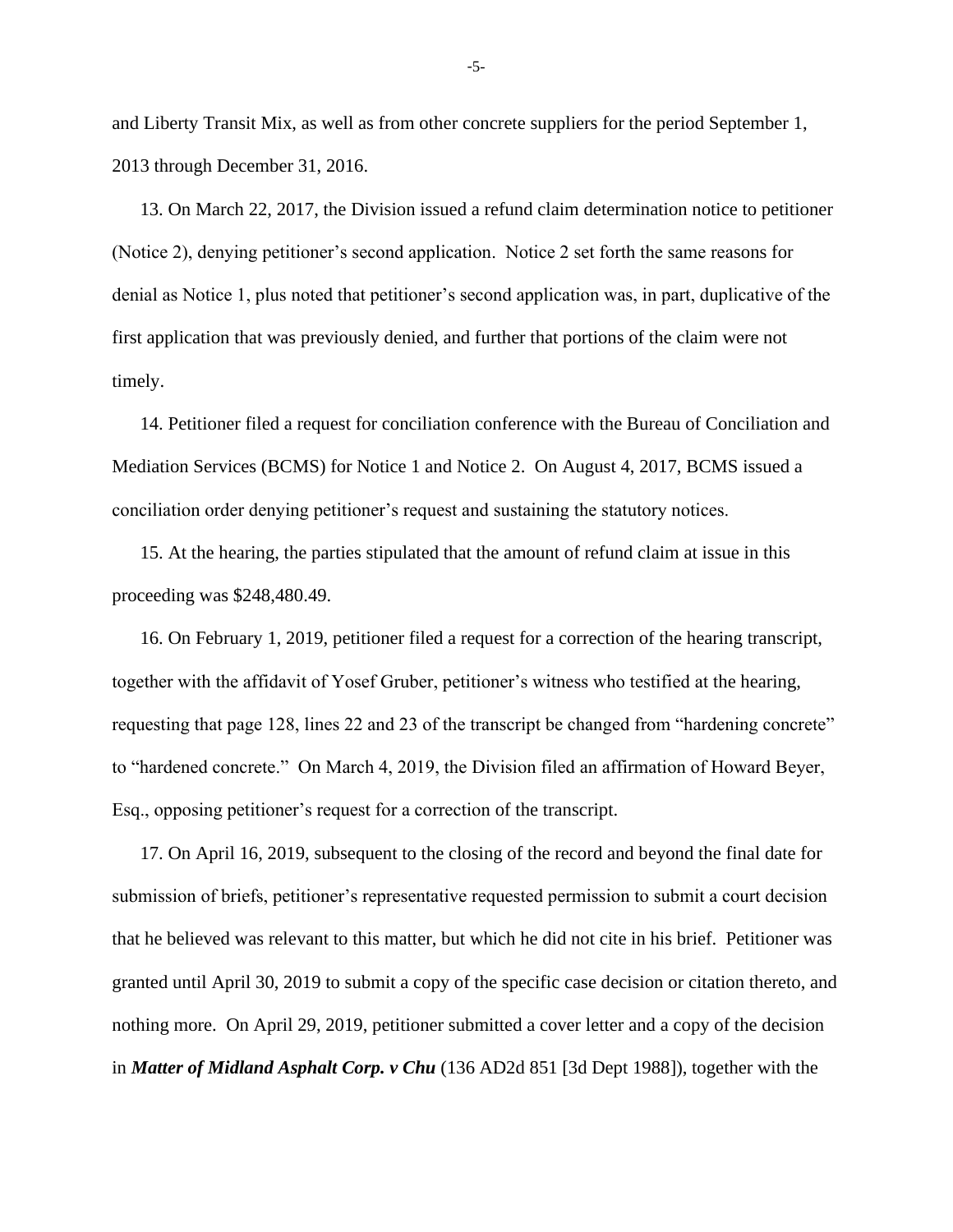and Liberty Transit Mix, as well as from other concrete suppliers for the period September 1, 2013 through December 31, 2016.

13. On March 22, 2017, the Division issued a refund claim determination notice to petitioner (Notice 2), denying petitioner's second application. Notice 2 set forth the same reasons for denial as Notice 1, plus noted that petitioner's second application was, in part, duplicative of the first application that was previously denied, and further that portions of the claim were not timely.

14. Petitioner filed a request for conciliation conference with the Bureau of Conciliation and Mediation Services (BCMS) for Notice 1 and Notice 2. On August 4, 2017, BCMS issued a conciliation order denying petitioner's request and sustaining the statutory notices.

15. At the hearing, the parties stipulated that the amount of refund claim at issue in this proceeding was $248,480.49.

16. On February 1, 2019, petitioner filed a request for a correction of the hearing transcript, together with the affidavit of Yosef Gruber, petitioner's witness who testified at the hearing, requesting that page 128, lines 22 and 23 of the transcript be changed from "hardening concrete" to "hardened concrete." On March 4, 2019, the Division filed an affirmation of Howard Beyer, Esq., opposing petitioner's request for a correction of the transcript.

17. On April 16, 2019, subsequent to the closing of the record and beyond the final date for submission of briefs, petitioner's representative requested permission to submit a court decision that he believed was relevant to this matter, but which he did not cite in his brief. Petitioner was granted until April 30, 2019 to submit a copy of the specific case decision or citation thereto, and nothing more. On April 29, 2019, petitioner submitted a cover letter and a copy of the decision in ***Matter of Midland Asphalt Corp. v Chu*** (136 AD2d 851 [3d Dept 1988]), together with the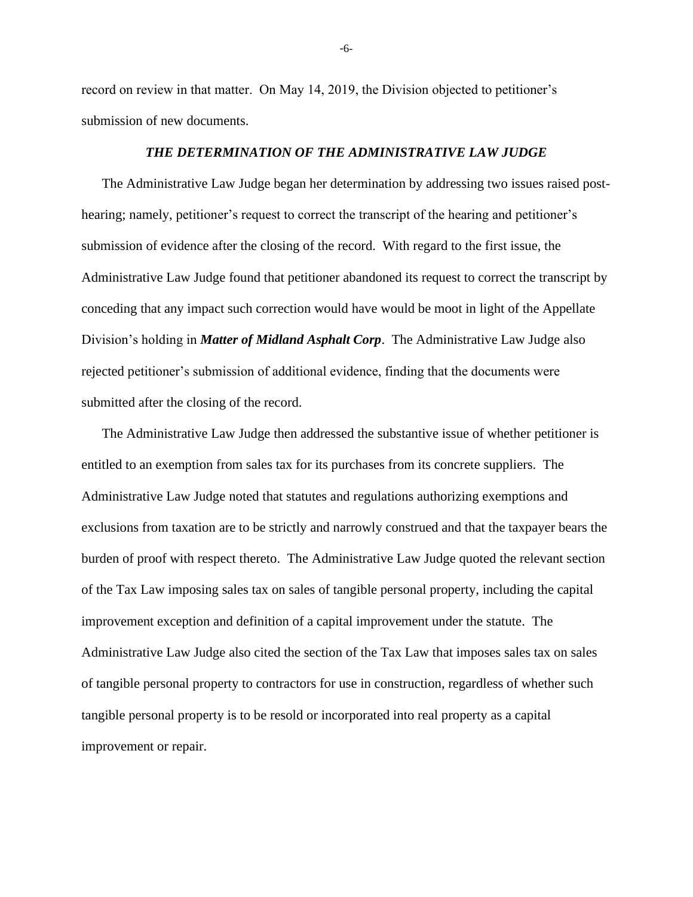record on review in that matter. On May 14, 2019, the Division objected to petitioner's submission of new documents.

### *THE DETERMINATION OF THE ADMINISTRATIVE LAW JUDGE*

The Administrative Law Judge began her determination by addressing two issues raised post-hearing; namely, petitioner's request to correct the transcript of the hearing and petitioner's submission of evidence after the closing of the record. With regard to the first issue, the Administrative Law Judge found that petitioner abandoned its request to correct the transcript by conceding that any impact such correction would have would be moot in light of the Appellate Division's holding in ***Matter of Midland Asphalt Corp***. The Administrative Law Judge also rejected petitioner's submission of additional evidence, finding that the documents were submitted after the closing of the record.

The Administrative Law Judge then addressed the substantive issue of whether petitioner is entitled to an exemption from sales tax for its purchases from its concrete suppliers. The Administrative Law Judge noted that statutes and regulations authorizing exemptions and exclusions from taxation are to be strictly and narrowly construed and that the taxpayer bears the burden of proof with respect thereto. The Administrative Law Judge quoted the relevant section of the Tax Law imposing sales tax on sales of tangible personal property, including the capital improvement exception and definition of a capital improvement under the statute. The Administrative Law Judge also cited the section of the Tax Law that imposes sales tax on sales of tangible personal property to contractors for use in construction, regardless of whether such tangible personal property is to be resold or incorporated into real property as a capital improvement or repair.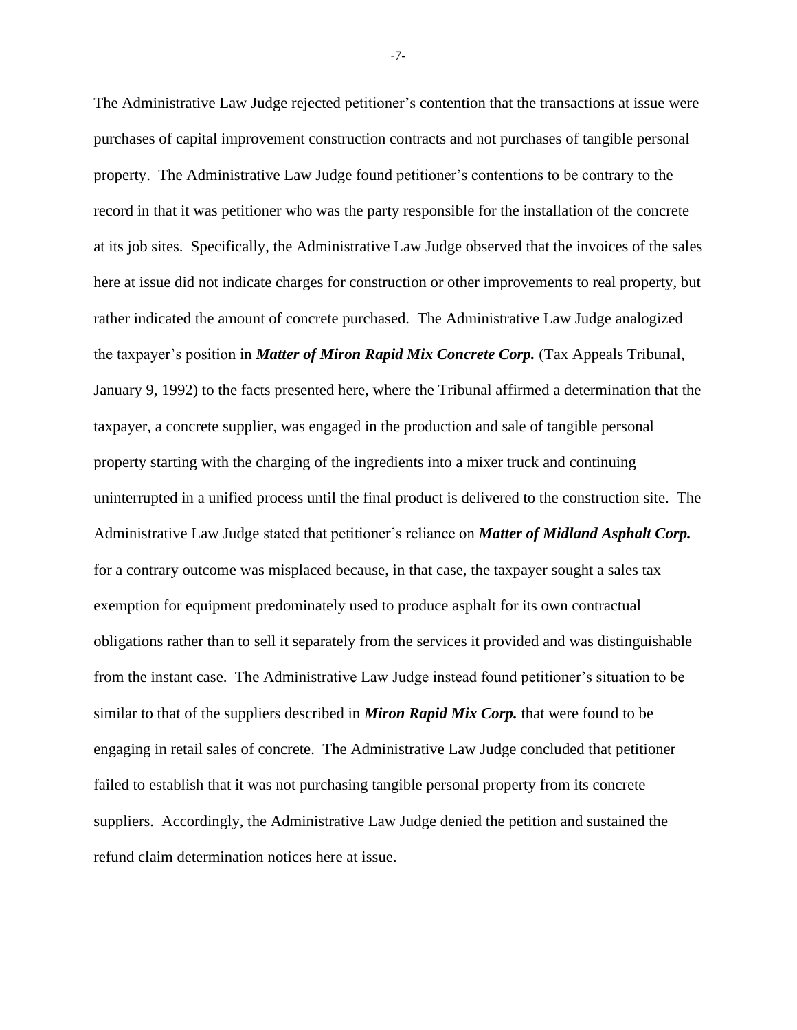The Administrative Law Judge rejected petitioner's contention that the transactions at issue were purchases of capital improvement construction contracts and not purchases of tangible personal property. The Administrative Law Judge found petitioner's contentions to be contrary to the record in that it was petitioner who was the party responsible for the installation of the concrete at its job sites. Specifically, the Administrative Law Judge observed that the invoices of the sales here at issue did not indicate charges for construction or other improvements to real property, but rather indicated the amount of concrete purchased. The Administrative Law Judge analogized the taxpayer's position in ***Matter of Miron Rapid Mix Concrete Corp.*** (Tax Appeals Tribunal, January 9, 1992) to the facts presented here, where the Tribunal affirmed a determination that the taxpayer, a concrete supplier, was engaged in the production and sale of tangible personal property starting with the charging of the ingredients into a mixer truck and continuing uninterrupted in a unified process until the final product is delivered to the construction site. The Administrative Law Judge stated that petitioner's reliance on ***Matter of Midland Asphalt Corp.*** for a contrary outcome was misplaced because, in that case, the taxpayer sought a sales tax exemption for equipment predominately used to produce asphalt for its own contractual obligations rather than to sell it separately from the services it provided and was distinguishable from the instant case. The Administrative Law Judge instead found petitioner's situation to be similar to that of the suppliers described in ***Miron Rapid Mix Corp.*** that were found to be engaging in retail sales of concrete. The Administrative Law Judge concluded that petitioner failed to establish that it was not purchasing tangible personal property from its concrete suppliers. Accordingly, the Administrative Law Judge denied the petition and sustained the refund claim determination notices here at issue.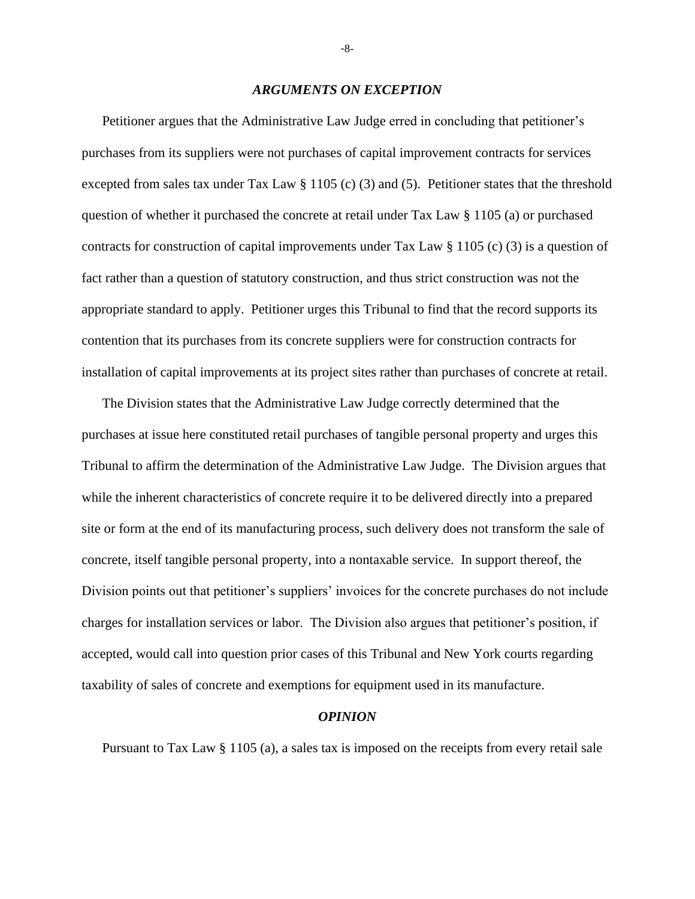### *ARGUMENTS ON EXCEPTION*

Petitioner argues that the Administrative Law Judge erred in concluding that petitioner's purchases from its suppliers were not purchases of capital improvement contracts for services excepted from sales tax under Tax Law § 1105 (c) (3) and (5). Petitioner states that the threshold question of whether it purchased the concrete at retail under Tax Law § 1105 (a) or purchased contracts for construction of capital improvements under Tax Law § 1105 (c) (3) is a question of fact rather than a question of statutory construction, and thus strict construction was not the appropriate standard to apply. Petitioner urges this Tribunal to find that the record supports its contention that its purchases from its concrete suppliers were for construction contracts for installation of capital improvements at its project sites rather than purchases of concrete at retail.

The Division states that the Administrative Law Judge correctly determined that the purchases at issue here constituted retail purchases of tangible personal property and urges this Tribunal to affirm the determination of the Administrative Law Judge. The Division argues that while the inherent characteristics of concrete require it to be delivered directly into a prepared site or form at the end of its manufacturing process, such delivery does not transform the sale of concrete, itself tangible personal property, into a nontaxable service. In support thereof, the Division points out that petitioner's suppliers' invoices for the concrete purchases do not include charges for installation services or labor. The Division also argues that petitioner's position, if accepted, would call into question prior cases of this Tribunal and New York courts regarding taxability of sales of concrete and exemptions for equipment used in its manufacture.

### *OPINION*

Pursuant to Tax Law § 1105 (a), a sales tax is imposed on the receipts from every retail sale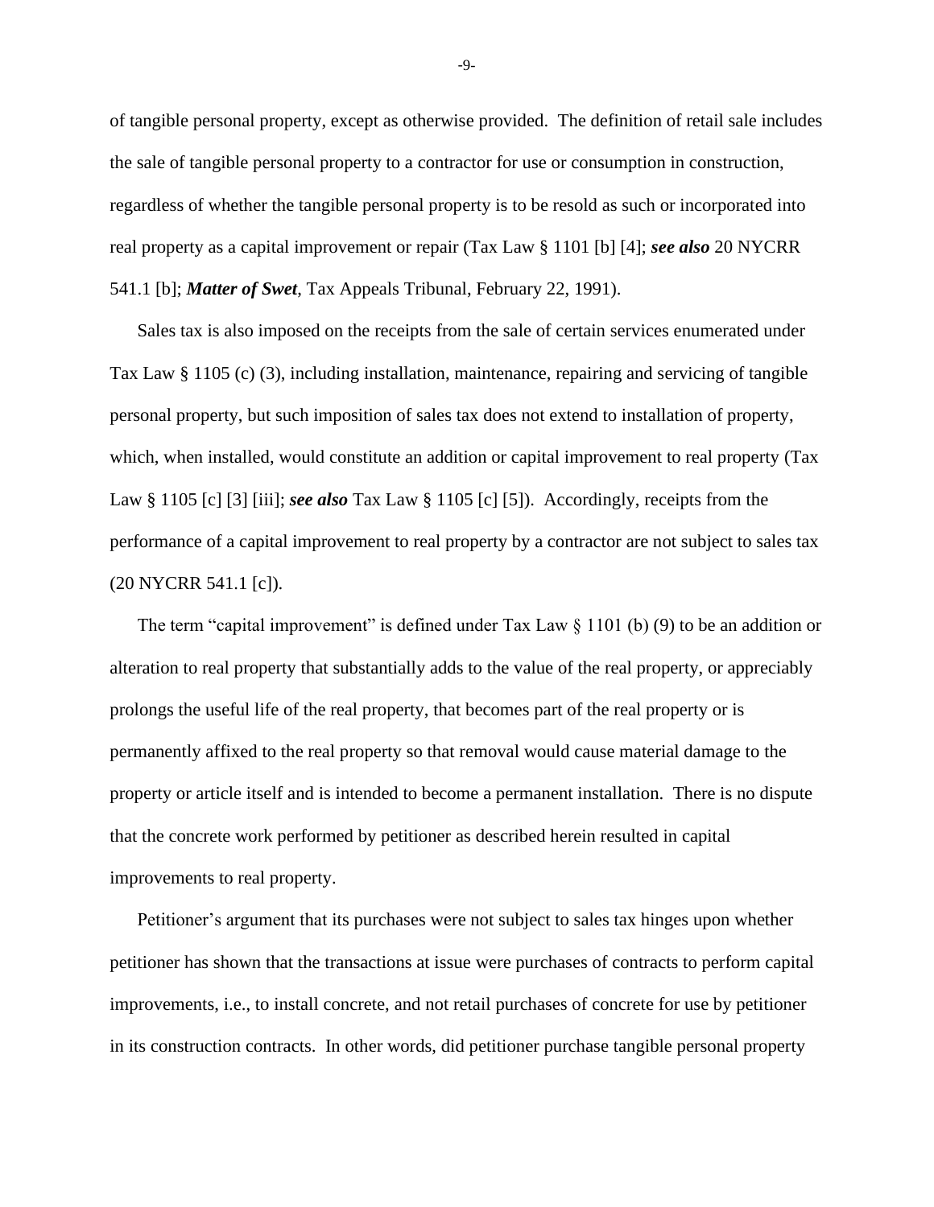of tangible personal property, except as otherwise provided. The definition of retail sale includes the sale of tangible personal property to a contractor for use or consumption in construction, regardless of whether the tangible personal property is to be resold as such or incorporated into real property as a capital improvement or repair (Tax Law § 1101 [b] [4]; ***see also*** 20 NYCRR 541.1 [b]; ***Matter of Swet***, Tax Appeals Tribunal, February 22, 1991).

Sales tax is also imposed on the receipts from the sale of certain services enumerated under Tax Law § 1105 (c) (3), including installation, maintenance, repairing and servicing of tangible personal property, but such imposition of sales tax does not extend to installation of property, which, when installed, would constitute an addition or capital improvement to real property (Tax Law § 1105 [c] [3] [iii]; ***see also*** Tax Law § 1105 [c] [5]). Accordingly, receipts from the performance of a capital improvement to real property by a contractor are not subject to sales tax (20 NYCRR 541.1 [c]).

The term "capital improvement" is defined under Tax Law § 1101 (b) (9) to be an addition or alteration to real property that substantially adds to the value of the real property, or appreciably prolongs the useful life of the real property, that becomes part of the real property or is permanently affixed to the real property so that removal would cause material damage to the property or article itself and is intended to become a permanent installation. There is no dispute that the concrete work performed by petitioner as described herein resulted in capital improvements to real property.

Petitioner's argument that its purchases were not subject to sales tax hinges upon whether petitioner has shown that the transactions at issue were purchases of contracts to perform capital improvements, i.e., to install concrete, and not retail purchases of concrete for use by petitioner in its construction contracts. In other words, did petitioner purchase tangible personal property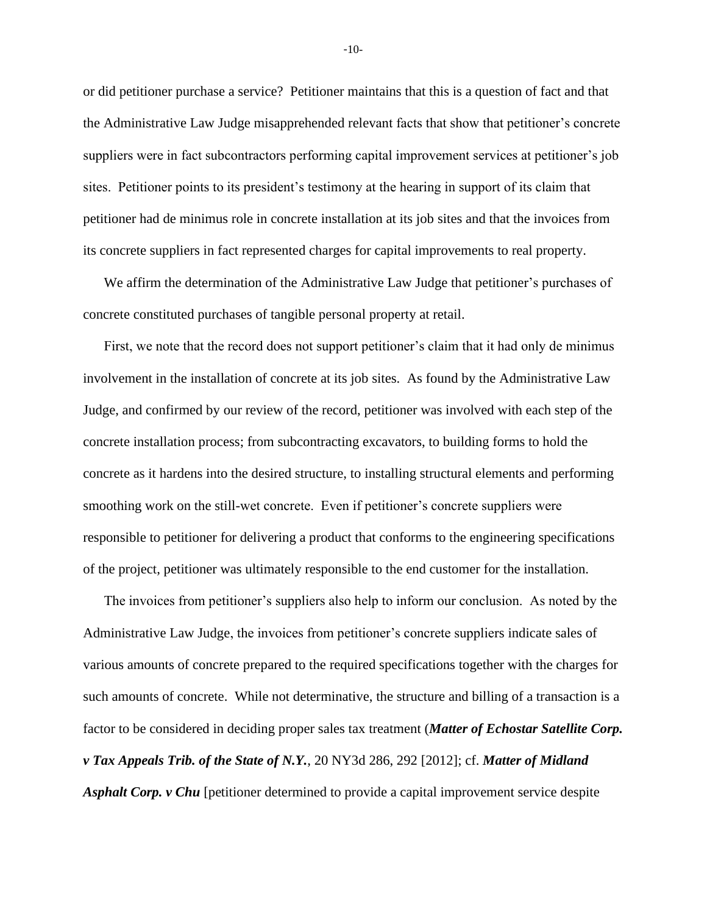or did petitioner purchase a service? Petitioner maintains that this is a question of fact and that the Administrative Law Judge misapprehended relevant facts that show that petitioner's concrete suppliers were in fact subcontractors performing capital improvement services at petitioner's job sites. Petitioner points to its president's testimony at the hearing in support of its claim that petitioner had de minimus role in concrete installation at its job sites and that the invoices from its concrete suppliers in fact represented charges for capital improvements to real property.

We affirm the determination of the Administrative Law Judge that petitioner's purchases of concrete constituted purchases of tangible personal property at retail.

First, we note that the record does not support petitioner's claim that it had only de minimus involvement in the installation of concrete at its job sites. As found by the Administrative Law Judge, and confirmed by our review of the record, petitioner was involved with each step of the concrete installation process; from subcontracting excavators, to building forms to hold the concrete as it hardens into the desired structure, to installing structural elements and performing smoothing work on the still-wet concrete. Even if petitioner's concrete suppliers were responsible to petitioner for delivering a product that conforms to the engineering specifications of the project, petitioner was ultimately responsible to the end customer for the installation.

The invoices from petitioner's suppliers also help to inform our conclusion. As noted by the Administrative Law Judge, the invoices from petitioner's concrete suppliers indicate sales of various amounts of concrete prepared to the required specifications together with the charges for such amounts of concrete. While not determinative, the structure and billing of a transaction is a factor to be considered in deciding proper sales tax treatment (***Matter of Echostar Satellite Corp. v Tax Appeals Trib. of the State of N.Y.***, 20 NY3d 286, 292 [2012]; cf. ***Matter of Midland Asphalt Corp. v Chu*** [petitioner determined to provide a capital improvement service despite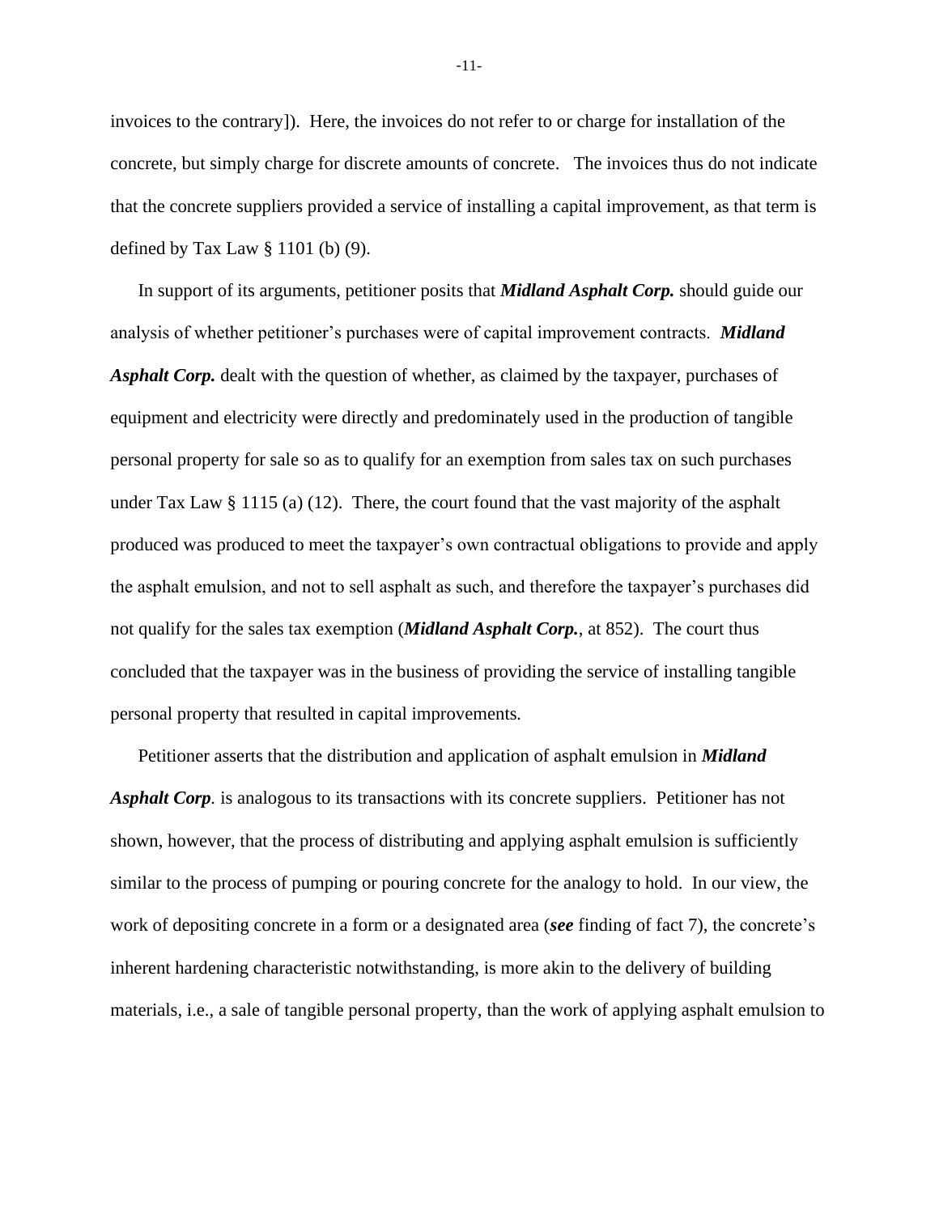invoices to the contrary]). Here, the invoices do not refer to or charge for installation of the concrete, but simply charge for discrete amounts of concrete. The invoices thus do not indicate that the concrete suppliers provided a service of installing a capital improvement, as that term is defined by Tax Law § 1101 (b) (9).

In support of its arguments, petitioner posits that ***Midland Asphalt Corp.*** should guide our analysis of whether petitioner's purchases were of capital improvement contracts. ***Midland Asphalt Corp.*** dealt with the question of whether, as claimed by the taxpayer, purchases of equipment and electricity were directly and predominately used in the production of tangible personal property for sale so as to qualify for an exemption from sales tax on such purchases under Tax Law § 1115 (a) (12). There, the court found that the vast majority of the asphalt produced was produced to meet the taxpayer's own contractual obligations to provide and apply the asphalt emulsion, and not to sell asphalt as such, and therefore the taxpayer's purchases did not qualify for the sales tax exemption (***Midland Asphalt Corp.***, at 852). The court thus concluded that the taxpayer was in the business of providing the service of installing tangible personal property that resulted in capital improvements.

Petitioner asserts that the distribution and application of asphalt emulsion in ***Midland Asphalt Corp***. is analogous to its transactions with its concrete suppliers. Petitioner has not shown, however, that the process of distributing and applying asphalt emulsion is sufficiently similar to the process of pumping or pouring concrete for the analogy to hold. In our view, the work of depositing concrete in a form or a designated area (***see*** finding of fact 7), the concrete's inherent hardening characteristic notwithstanding, is more akin to the delivery of building materials, i.e., a sale of tangible personal property, than the work of applying asphalt emulsion to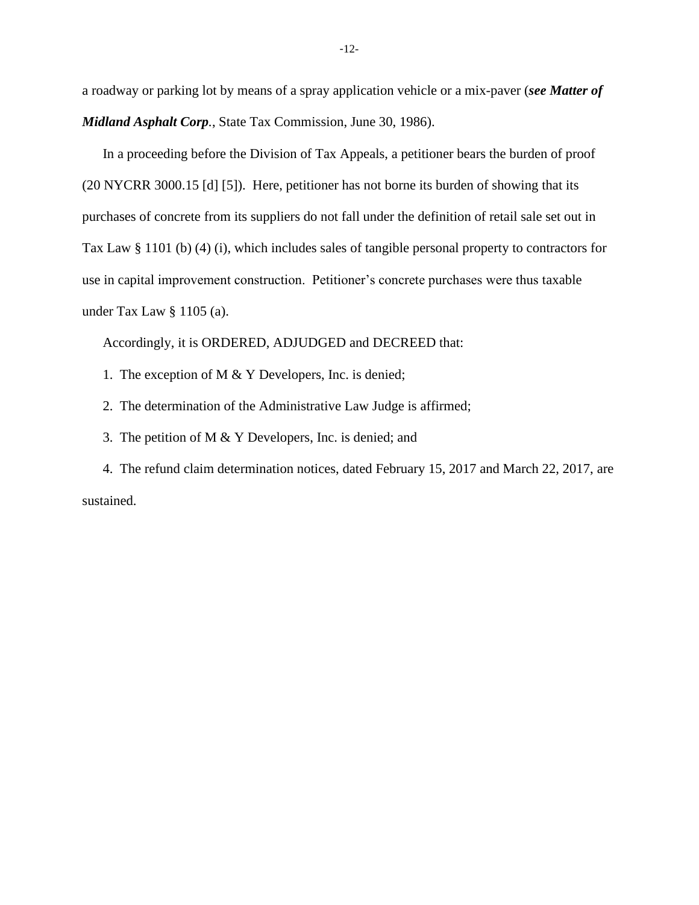a roadway or parking lot by means of a spray application vehicle or a mix-paver (***see Matter of Midland Asphalt Corp.***, State Tax Commission, June 30, 1986).

In a proceeding before the Division of Tax Appeals, a petitioner bears the burden of proof (20 NYCRR 3000.15 [d] [5]). Here, petitioner has not borne its burden of showing that its purchases of concrete from its suppliers do not fall under the definition of retail sale set out in Tax Law § 1101 (b) (4) (i), which includes sales of tangible personal property to contractors for use in capital improvement construction. Petitioner's concrete purchases were thus taxable under Tax Law § 1105 (a).

Accordingly, it is ORDERED, ADJUDGED and DECREED that:

1. The exception of M & Y Developers, Inc. is denied;

2. The determination of the Administrative Law Judge is affirmed;

3. The petition of M & Y Developers, Inc. is denied; and

4. The refund claim determination notices, dated February 15, 2017 and March 22, 2017, are sustained.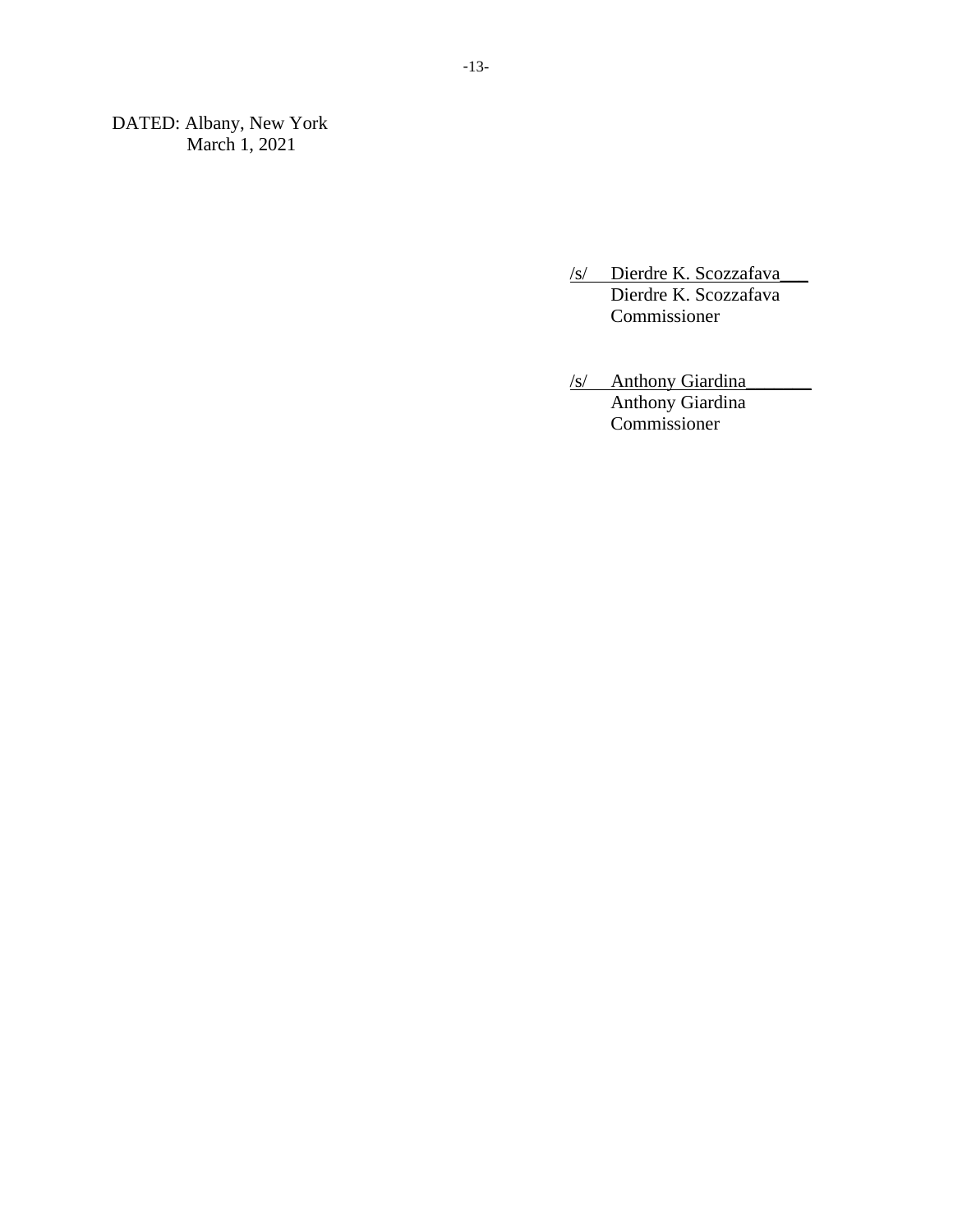DATED: Albany, New York
March 1, 2021

/s/ Dierdre K. Scozzafava
Dierdre K. Scozzafava
Commissioner

/s/ Anthony Giardina
Anthony Giardina
Commissioner